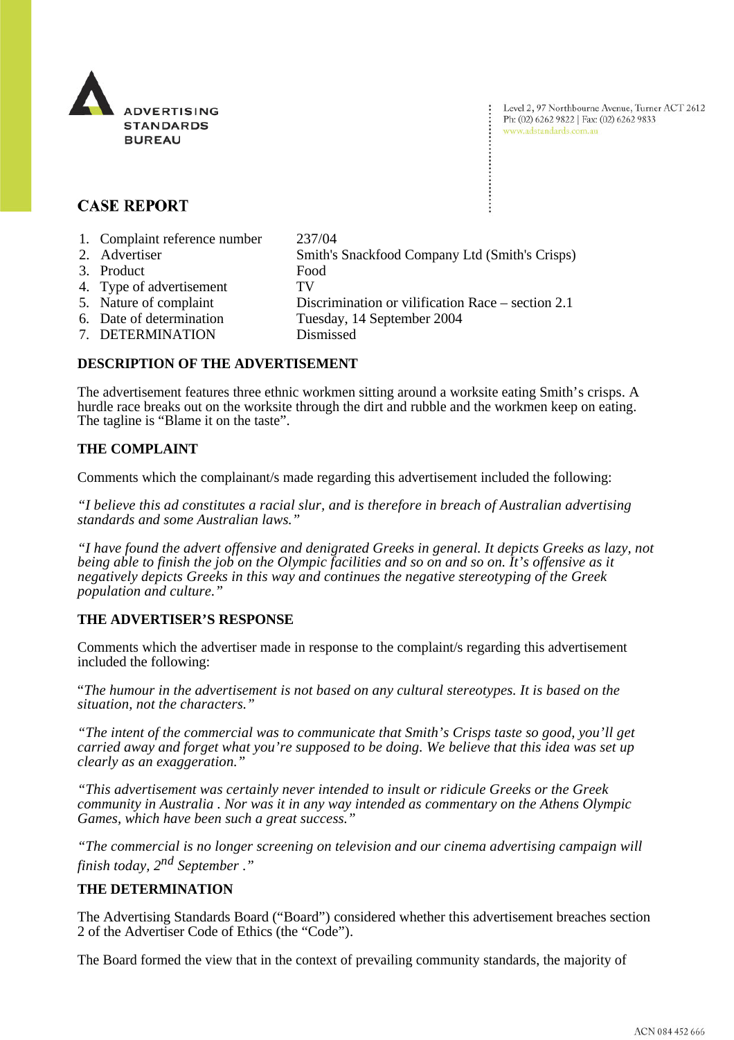ADVERTISING STANDARDS BUREAU

Level 2, 97 Northbourne Avenue, Turner ACT 2612
Ph: (02) 6262 9822 | Fax: (02) 6262 9833
www.adstandards.com.au

## CASE REPORT

| | |
|---|---|
| 1. Complaint reference number | 237/04 |
| 2. Advertiser | Smith's Snackfood Company Ltd (Smith's Crisps) |
| 3. Product | Food |
| 4. Type of advertisement | TV |
| 5. Nature of complaint | Discrimination or vilification Race – section 2.1 |
| 6. Date of determination | Tuesday, 14 September 2004 |
| 7. DETERMINATION | Dismissed |

### DESCRIPTION OF THE ADVERTISEMENT

The advertisement features three ethnic workmen sitting around a worksite eating Smith's crisps. A hurdle race breaks out on the worksite through the dirt and rubble and the workmen keep on eating. The tagline is "Blame it on the taste".

### THE COMPLAINT

Comments which the complainant/s made regarding this advertisement included the following:

*"I believe this ad constitutes a racial slur, and is therefore in breach of Australian advertising standards and some Australian laws."*

*"I have found the advert offensive and denigrated Greeks in general. It depicts Greeks as lazy, not being able to finish the job on the Olympic facilities and so on and so on. It's offensive as it negatively depicts Greeks in this way and continues the negative stereotyping of the Greek population and culture."*

### THE ADVERTISER'S RESPONSE

Comments which the advertiser made in response to the complaint/s regarding this advertisement included the following:

"*The humour in the advertisement is not based on any cultural stereotypes. It is based on the situation, not the characters."*

*"The intent of the commercial was to communicate that Smith's Crisps taste so good, you'll get carried away and forget what you're supposed to be doing. We believe that this idea was set up clearly as an exaggeration."*

*"This advertisement was certainly never intended to insult or ridicule Greeks or the Greek community in Australia . Nor was it in any way intended as commentary on the Athens Olympic Games, which have been such a great success."*

*"The commercial is no longer screening on television and our cinema advertising campaign will finish today, 2nd September ."*

### THE DETERMINATION

The Advertising Standards Board ("Board") considered whether this advertisement breaches section 2 of the Advertiser Code of Ethics (the "Code").

The Board formed the view that in the context of prevailing community standards, the majority of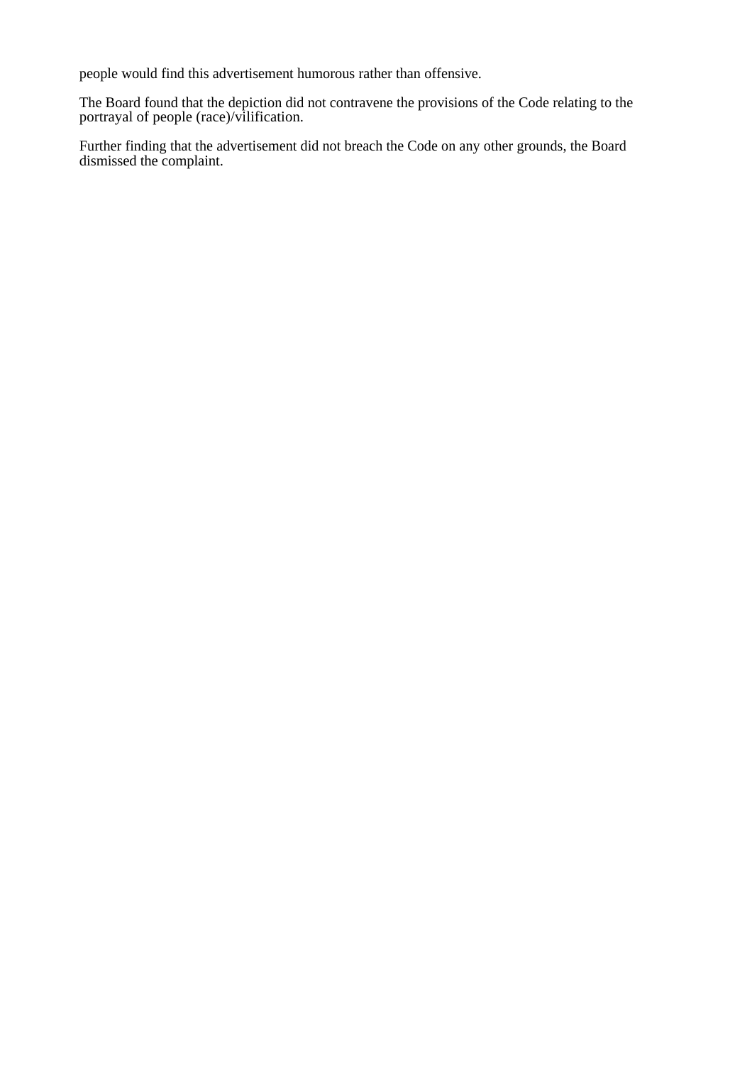people would find this advertisement humorous rather than offensive.

The Board found that the depiction did not contravene the provisions of the Code relating to the portrayal of people (race)/vilification.

Further finding that the advertisement did not breach the Code on any other grounds, the Board dismissed the complaint.